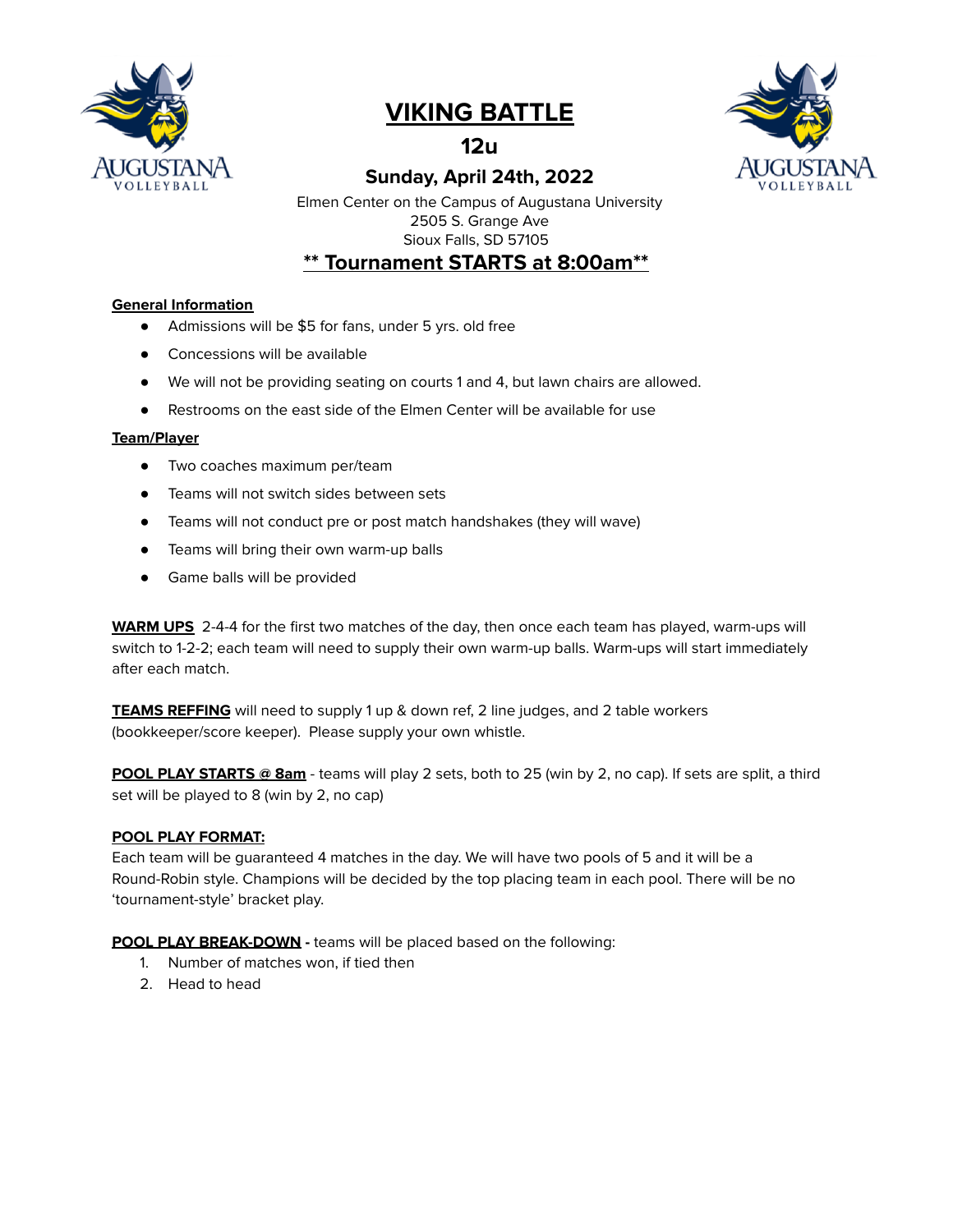# VIKING BATTLE

## 12u

### Sunday, April 24th, 2022

Elmen Center on the Campus of Augustana University
2505 S. Grange Ave
Sioux Falls, SD 57105

**** Tournament STARTS at 8:00am****

**General Information**

- Admissions will be $5 for fans, under 5 yrs. old free
- Concessions will be available
- We will not be providing seating on courts 1 and 4, but lawn chairs are allowed.
- Restrooms on the east side of the Elmen Center will be available for use

**Team/Player**

- Two coaches maximum per/team
- Teams will not switch sides between sets
- Teams will not conduct pre or post match handshakes (they will wave)
- Teams will bring their own warm-up balls
- Game balls will be provided

**WARM UPS** 2-4-4 for the first two matches of the day, then once each team has played, warm-ups will switch to 1-2-2; each team will need to supply their own warm-up balls. Warm-ups will start immediately after each match.

**TEAMS REFFING** will need to supply 1 up & down ref, 2 line judges, and 2 table workers (bookkeeper/score keeper). Please supply your own whistle.

**POOL PLAY STARTS @ 8am** - teams will play 2 sets, both to 25 (win by 2, no cap). If sets are split, a third set will be played to 8 (win by 2, no cap)

**POOL PLAY FORMAT:**
Each team will be guaranteed 4 matches in the day. We will have two pools of 5 and it will be a Round-Robin style. Champions will be decided by the top placing team in each pool. There will be no 'tournament-style' bracket play.

**POOL PLAY BREAK-DOWN -** teams will be placed based on the following:

1. Number of matches won, if tied then
2. Head to head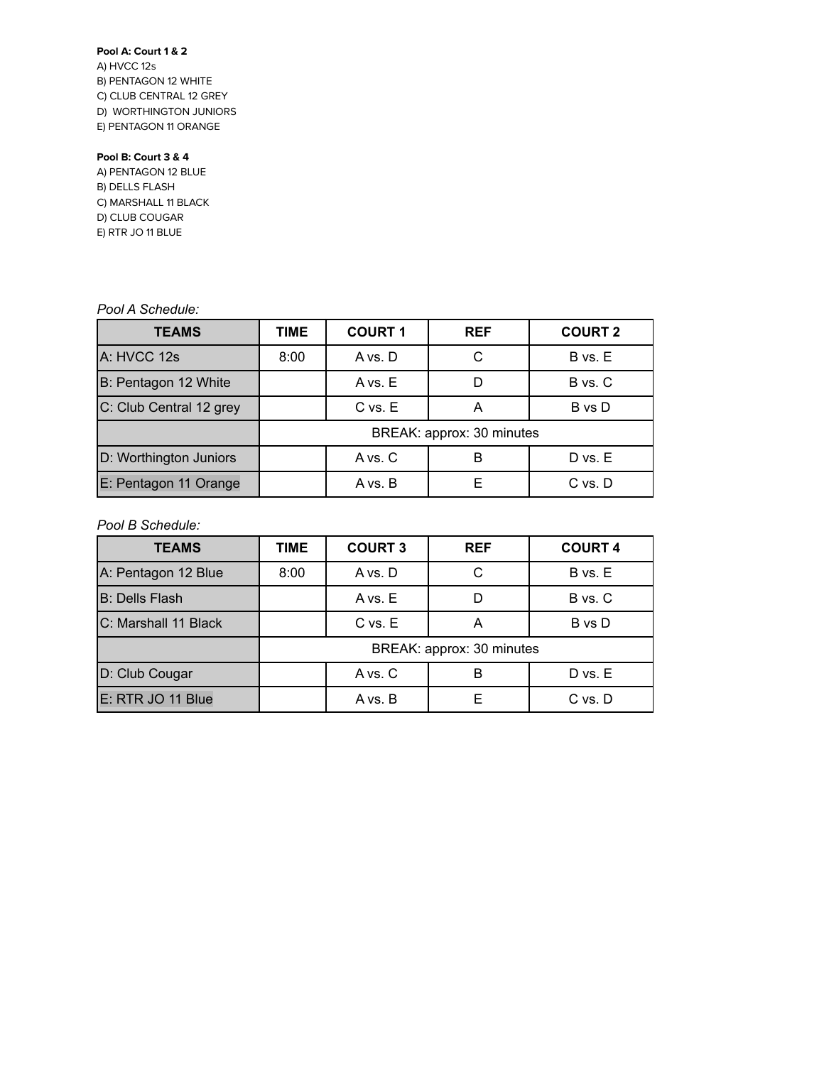**Pool A: Court 1 & 2**
A) HVCC 12s
B) PENTAGON 12 WHITE
C) CLUB CENTRAL 12 GREY
D) WORTHINGTON JUNIORS
E) PENTAGON 11 ORANGE

**Pool B: Court 3 & 4**
A) PENTAGON 12 BLUE
B) DELLS FLASH
C) MARSHALL 11 BLACK
D) CLUB COUGAR
E) RTR JO 11 BLUE

*Pool A Schedule:*

| TEAMS | TIME | COURT 1 | REF | COURT 2 |
|---|---|---|---|---|
| A: HVCC 12s | 8:00 | A vs. D | C | B vs. E |
| B: Pentagon 12 White | | A vs. E | D | B vs. C |
| C: Club Central 12 grey | | C vs. E | A | B vs D |
| | BREAK: approx: 30 minutes | | | |
| D: Worthington Juniors | | A vs. C | B | D vs. E |
| E: Pentagon 11 Orange | | A vs. B | E | C vs. D |

*Pool B Schedule:*

| TEAMS | TIME | COURT 3 | REF | COURT 4 |
|---|---|---|---|---|
| A: Pentagon 12 Blue | 8:00 | A vs. D | C | B vs. E |
| B: Dells Flash | | A vs. E | D | B vs. C |
| C: Marshall 11 Black | | C vs. E | A | B vs D |
| | BREAK: approx: 30 minutes | | | |
| D: Club Cougar | | A vs. C | B | D vs. E |
| E: RTR JO 11 Blue | | A vs. B | E | C vs. D |